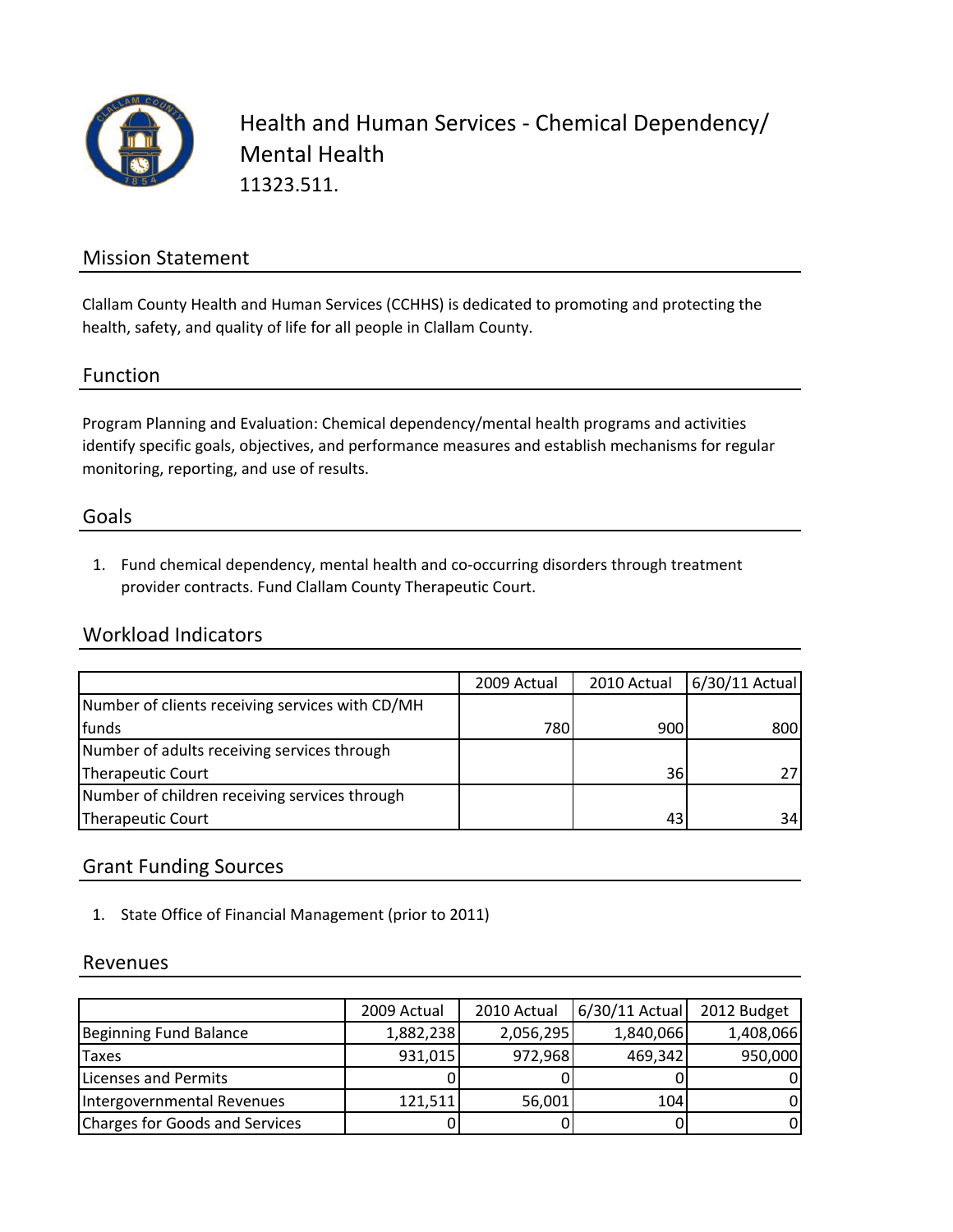# Health and Human Services - Chemical Dependency/ Mental Health

11323.511.

## Mission Statement

Clallam County Health and Human Services (CCHHS) is dedicated to promoting and protecting the health, safety, and quality of life for all people in Clallam County.

## Function

Program Planning and Evaluation: Chemical dependency/mental health programs and activities identify specific goals, objectives, and performance measures and establish mechanisms for regular monitoring, reporting, and use of results.

## Goals

1. Fund chemical dependency, mental health and co-occurring disorders through treatment provider contracts. Fund Clallam County Therapeutic Court.

## Workload Indicators

| | 2009 Actual | 2010 Actual | 6/30/11 Actual |
|---|---|---|---|
| Number of clients receiving services with CD/MH funds | 780 | 900 | 800 |
| Number of adults receiving services through Therapeutic Court | | 36 | 27 |
| Number of children receiving services through Therapeutic Court | | 43 | 34 |

## Grant Funding Sources

1. State Office of Financial Management (prior to 2011)

## Revenues

| | 2009 Actual | 2010 Actual | 6/30/11 Actual | 2012 Budget |
|---|---|---|---|---|
| Beginning Fund Balance | 1,882,238 | 2,056,295 | 1,840,066 | 1,408,066 |
| Taxes | 931,015 | 972,968 | 469,342 | 950,000 |
| Licenses and Permits | 0 | 0 | 0 | 0 |
| Intergovernmental Revenues | 121,511 | 56,001 | 104 | 0 |
| Charges for Goods and Services | 0 | 0 | 0 | 0 |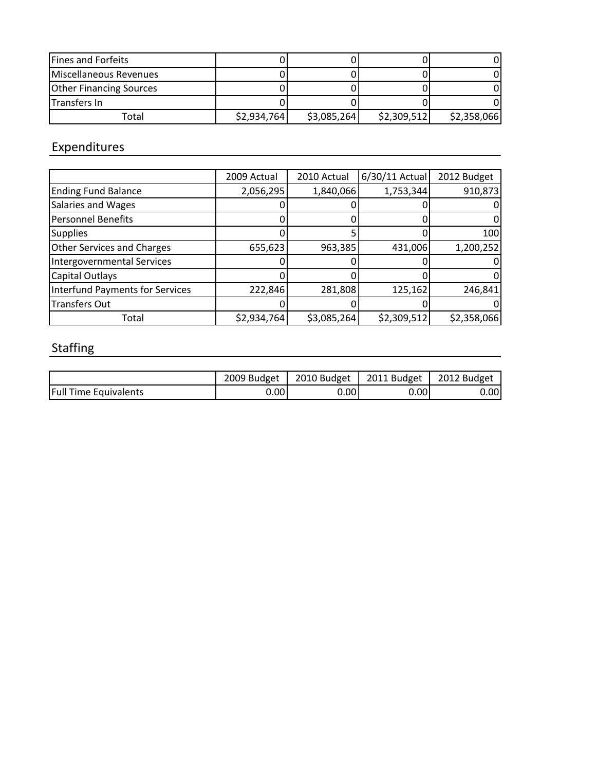| | | | | |
|---|---|---|---|---|
| Fines and Forfeits | 0 | 0 | 0 | 0 |
| Miscellaneous Revenues | 0 | 0 | 0 | 0 |
| Other Financing Sources | 0 | 0 | 0 | 0 |
| Transfers In | 0 | 0 | 0 | 0 |
| Total | $2,934,764 | $3,085,264 | $2,309,512 | $2,358,066 |

## Expenditures

| | 2009 Actual | 2010 Actual | 6/30/11 Actual | 2012 Budget |
|---|---|---|---|---|
| Ending Fund Balance | 2,056,295 | 1,840,066 | 1,753,344 | 910,873 |
| Salaries and Wages | 0 | 0 | 0 | 0 |
| Personnel Benefits | 0 | 0 | 0 | 0 |
| Supplies | 0 | 5 | 0 | 100 |
| Other Services and Charges | 655,623 | 963,385 | 431,006 | 1,200,252 |
| Intergovernmental Services | 0 | 0 | 0 | 0 |
| Capital Outlays | 0 | 0 | 0 | 0 |
| Interfund Payments for Services | 222,846 | 281,808 | 125,162 | 246,841 |
| Transfers Out | 0 | 0 | 0 | 0 |
| Total | $2,934,764 | $3,085,264 | $2,309,512 | $2,358,066 |

## Staffing

| | 2009 Budget | 2010 Budget | 2011 Budget | 2012 Budget |
|---|---|---|---|---|
| Full Time Equivalents | 0.00 | 0.00 | 0.00 | 0.00 |